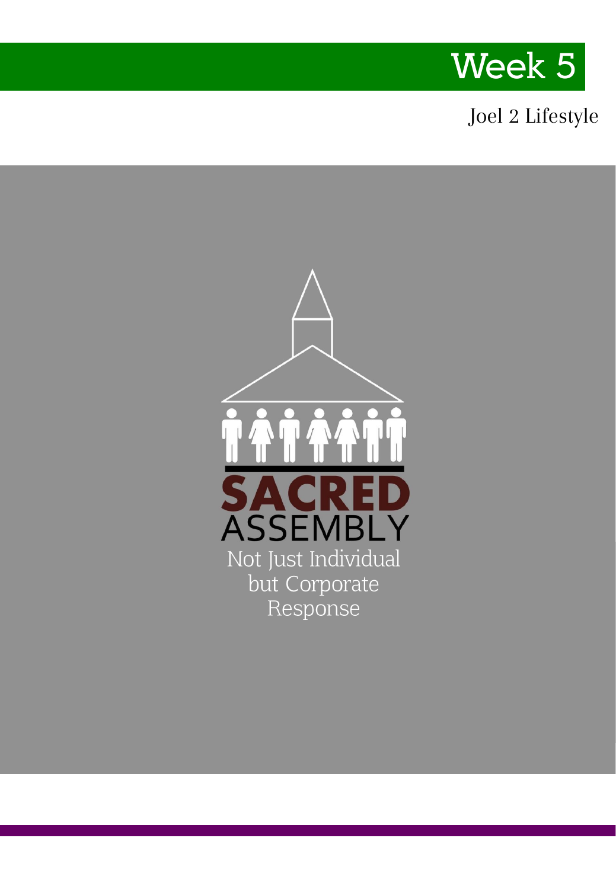# Week 5

Joel 2 Lifestyle

## SACRED ASSEMBLY

Not Just Individual but Corporate Response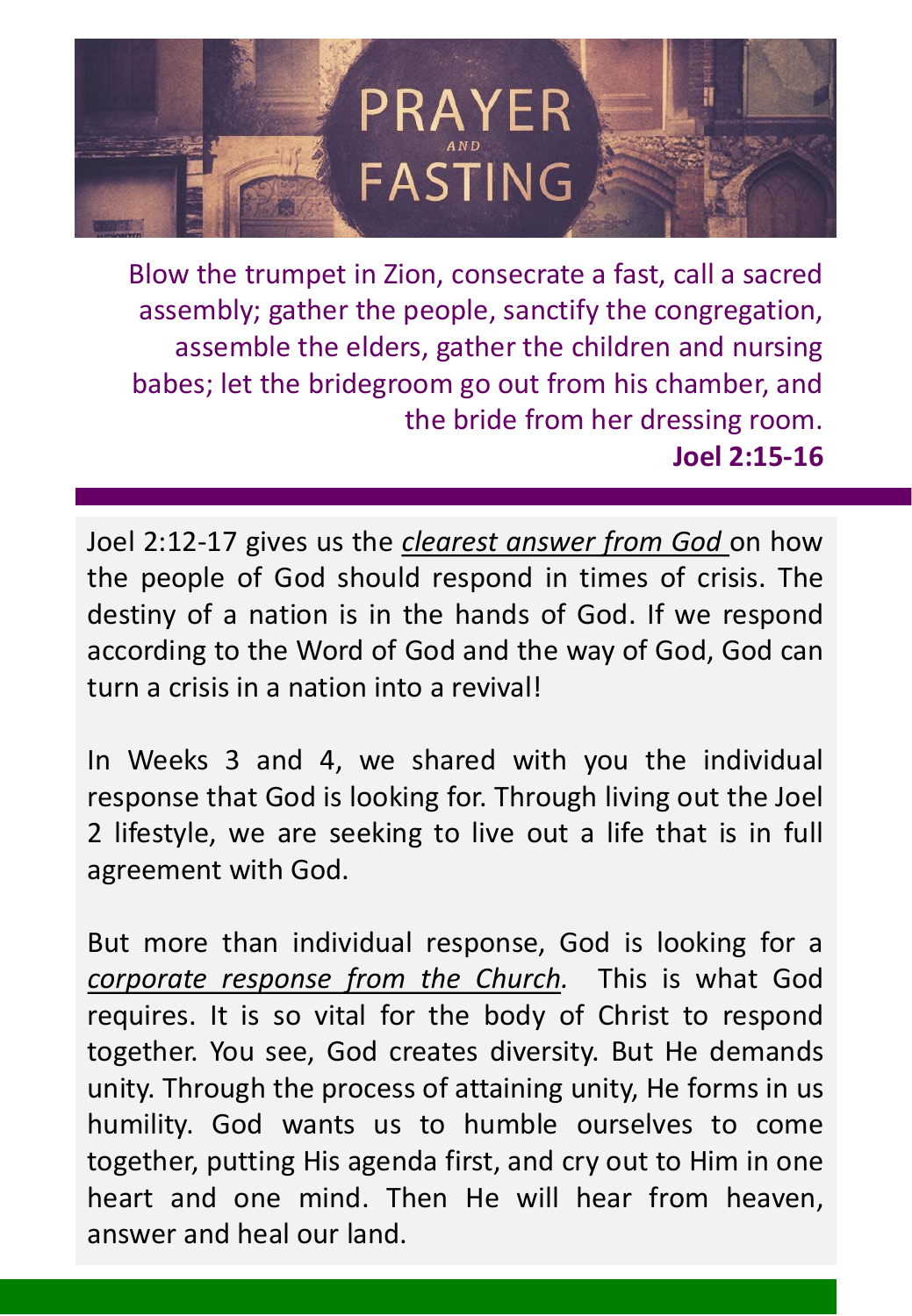# PRAYER AND FASTING

Blow the trumpet in Zion, consecrate a fast, call a sacred assembly; gather the people, sanctify the congregation, assemble the elders, gather the children and nursing babes; let the bridegroom go out from his chamber, and the bride from her dressing room.

**Joel 2:15-16**

---

Joel 2:12-17 gives us the *clearest answer from God* on how the people of God should respond in times of crisis. The destiny of a nation is in the hands of God. If we respond according to the Word of God and the way of God, God can turn a crisis in a nation into a revival!

In Weeks 3 and 4, we shared with you the individual response that God is looking for. Through living out the Joel 2 lifestyle, we are seeking to live out a life that is in full agreement with God.

But more than individual response, God is looking for a *corporate response from the Church.* This is what God requires. It is so vital for the body of Christ to respond together. You see, God creates diversity. But He demands unity. Through the process of attaining unity, He forms in us humility. God wants us to humble ourselves to come together, putting His agenda first, and cry out to Him in one heart and one mind. Then He will hear from heaven, answer and heal our land.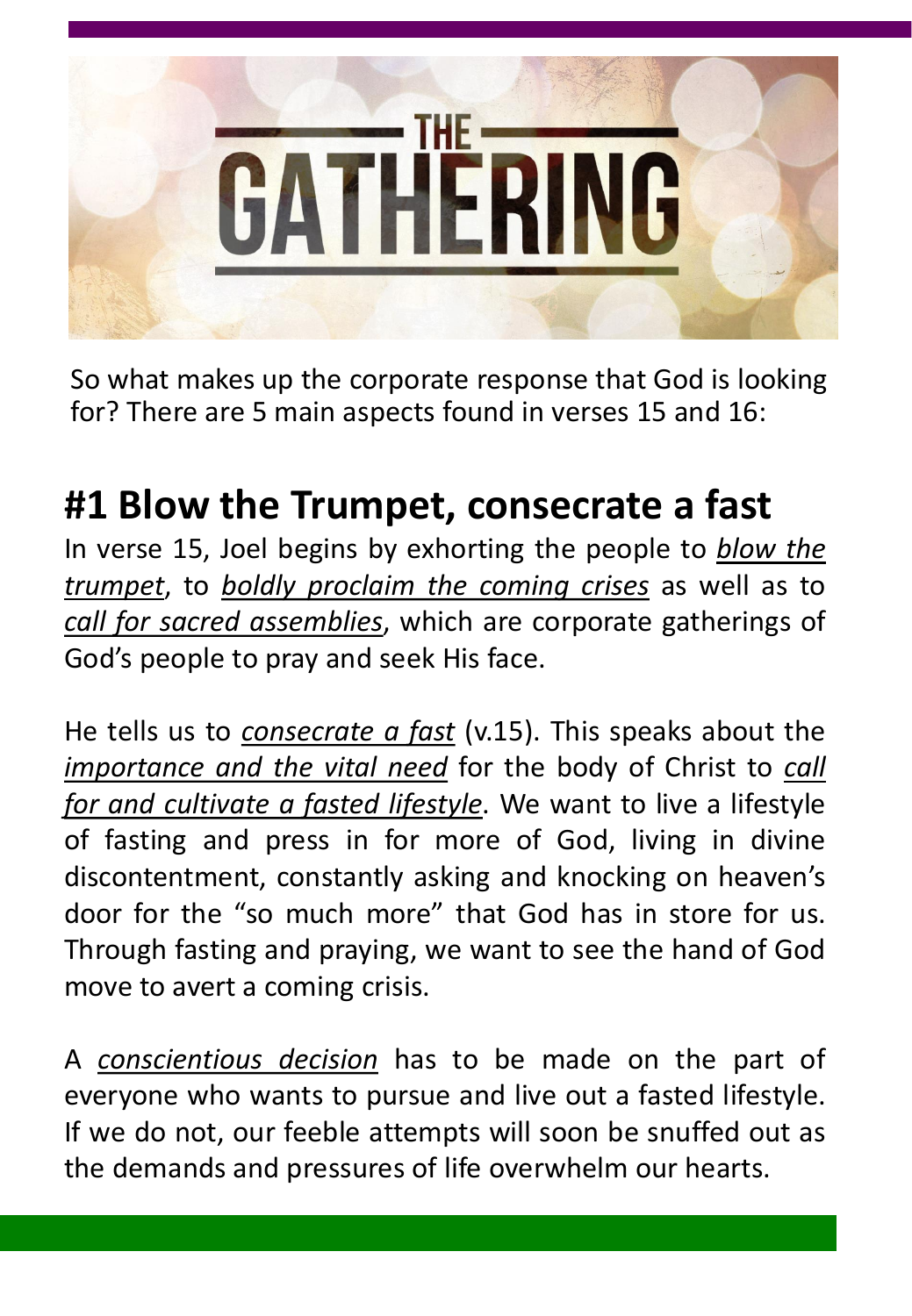So what makes up the corporate response that God is looking for? There are 5 main aspects found in verses 15 and 16:

## #1 Blow the Trumpet, consecrate a fast

In verse 15, Joel begins by exhorting the people to ***blow the trumpet***, to ***boldly proclaim the coming crises*** as well as to ***call for sacred assemblies***, which are corporate gatherings of God's people to pray and seek His face.

He tells us to ***consecrate a fast*** (v.15). This speaks about the ***importance and the vital need*** for the body of Christ to ***call for and cultivate a fasted lifestyle***. We want to live a lifestyle of fasting and press in for more of God, living in divine discontentment, constantly asking and knocking on heaven's door for the "so much more" that God has in store for us. Through fasting and praying, we want to see the hand of God move to avert a coming crisis.

A ***conscientious decision*** has to be made on the part of everyone who wants to pursue and live out a fasted lifestyle. If we do not, our feeble attempts will soon be snuffed out as the demands and pressures of life overwhelm our hearts.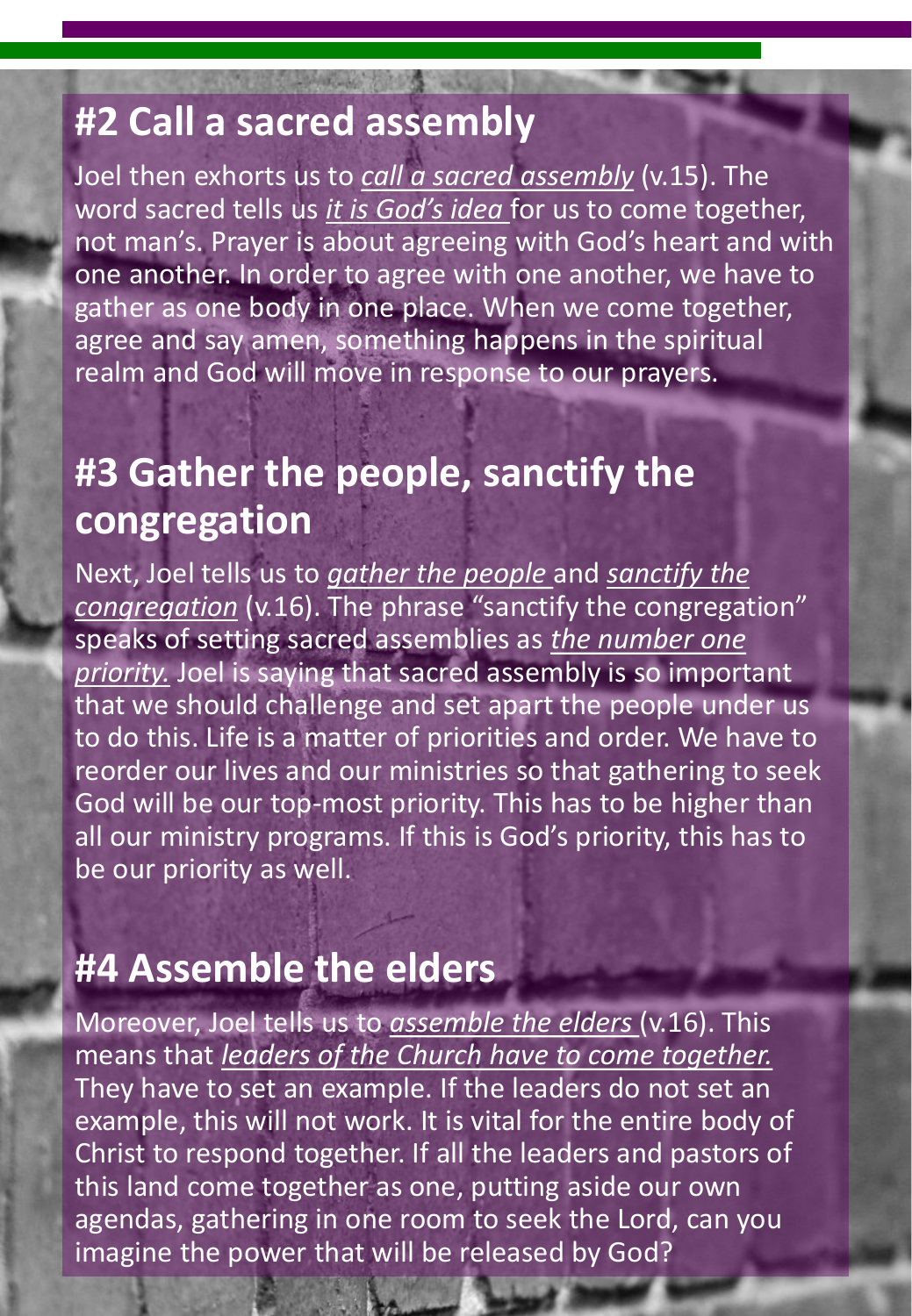## #2 Call a sacred assembly

Joel then exhorts us to *call a sacred assembly* (v.15). The word sacred tells us *it is God's idea* for us to come together, not man's. Prayer is about agreeing with God's heart and with one another. In order to agree with one another, we have to gather as one body in one place. When we come together, agree and say amen, something happens in the spiritual realm and God will move in response to our prayers.

## #3 Gather the people, sanctify the congregation

Next, Joel tells us to *gather the people* and *sanctify the congregation* (v.16). The phrase "sanctify the congregation" speaks of setting sacred assemblies as *the number one priority.* Joel is saying that sacred assembly is so important that we should challenge and set apart the people under us to do this. Life is a matter of priorities and order. We have to reorder our lives and our ministries so that gathering to seek God will be our top-most priority. This has to be higher than all our ministry programs. If this is God's priority, this has to be our priority as well.

## #4 Assemble the elders

Moreover, Joel tells us to *assemble the elders* (v.16). This means that *leaders of the Church have to come together.* They have to set an example. If the leaders do not set an example, this will not work. It is vital for the entire body of Christ to respond together. If all the leaders and pastors of this land come together as one, putting aside our own agendas, gathering in one room to seek the Lord, can you imagine the power that will be released by God?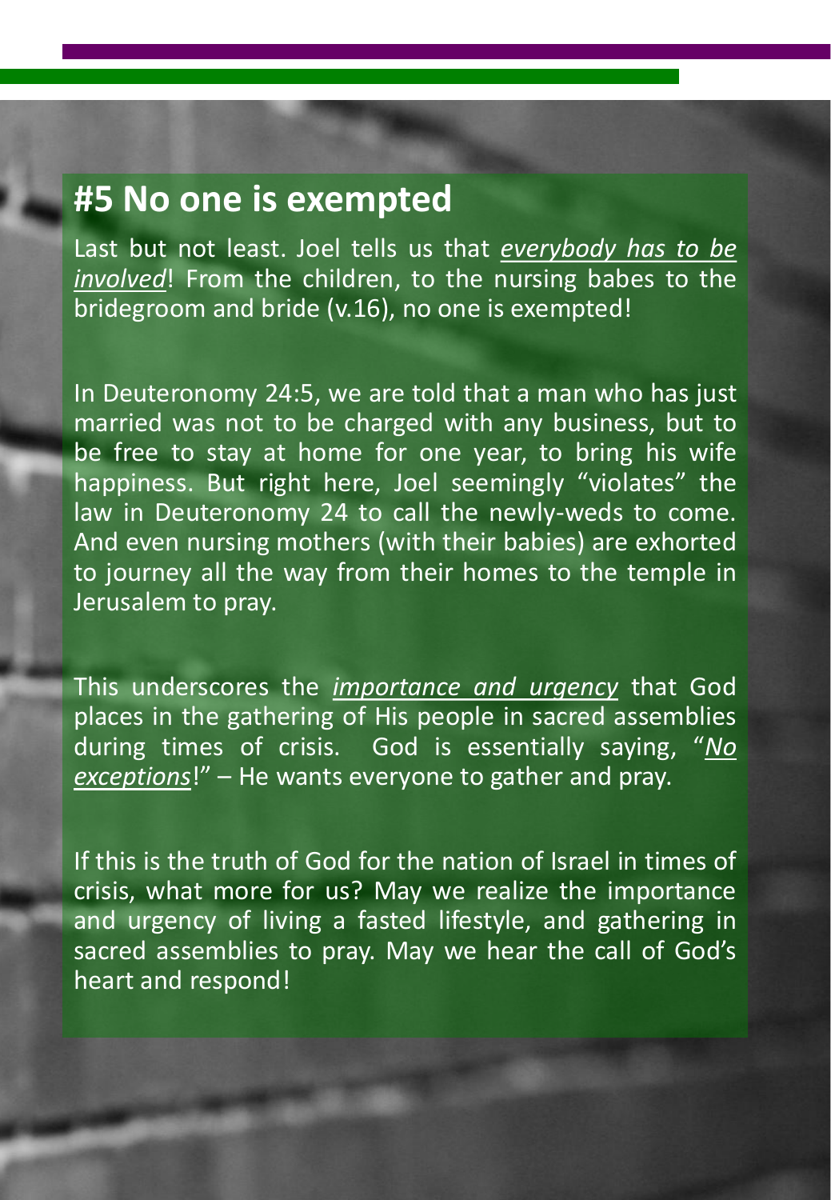## #5 No one is exempted

Last but not least. Joel tells us that ***everybody has to be involved***! From the children, to the nursing babes to the bridegroom and bride (v.16), no one is exempted!

In Deuteronomy 24:5, we are told that a man who has just married was not to be charged with any business, but to be free to stay at home for one year, to bring his wife happiness. But right here, Joel seemingly "violates" the law in Deuteronomy 24 to call the newly-weds to come. And even nursing mothers (with their babies) are exhorted to journey all the way from their homes to the temple in Jerusalem to pray.

This underscores the ***importance and urgency*** that God places in the gathering of His people in sacred assemblies during times of crisis. God is essentially saying, "***No exceptions***!" – He wants everyone to gather and pray.

If this is the truth of God for the nation of Israel in times of crisis, what more for us? May we realize the importance and urgency of living a fasted lifestyle, and gathering in sacred assemblies to pray. May we hear the call of God's heart and respond!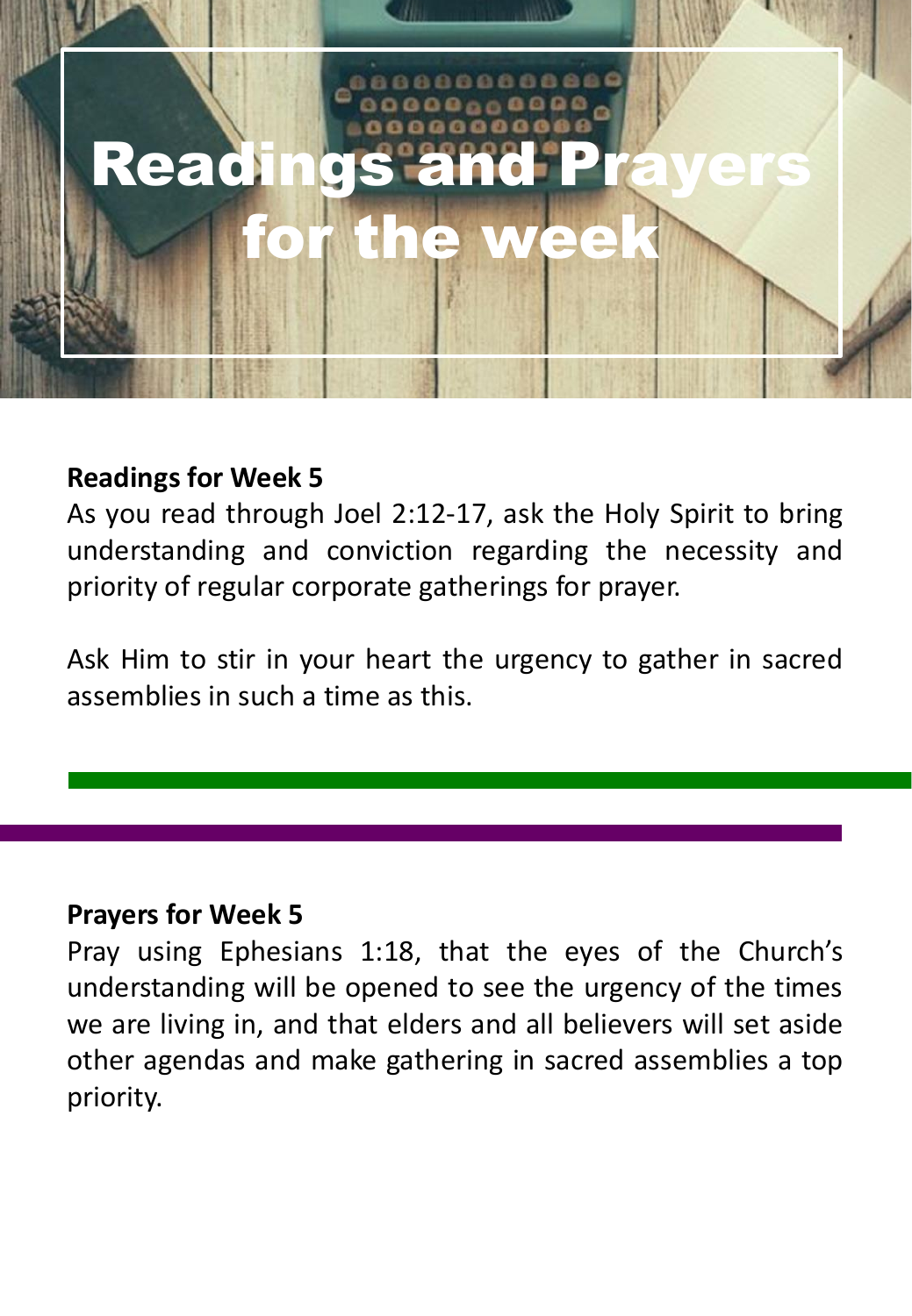# Readings and Prayers for the week

**Readings for Week 5**

As you read through Joel 2:12-17, ask the Holy Spirit to bring understanding and conviction regarding the necessity and priority of regular corporate gatherings for prayer.

Ask Him to stir in your heart the urgency to gather in sacred assemblies in such a time as this.

**Prayers for Week 5**

Pray using Ephesians 1:18, that the eyes of the Church's understanding will be opened to see the urgency of the times we are living in, and that elders and all believers will set aside other agendas and make gathering in sacred assemblies a top priority.